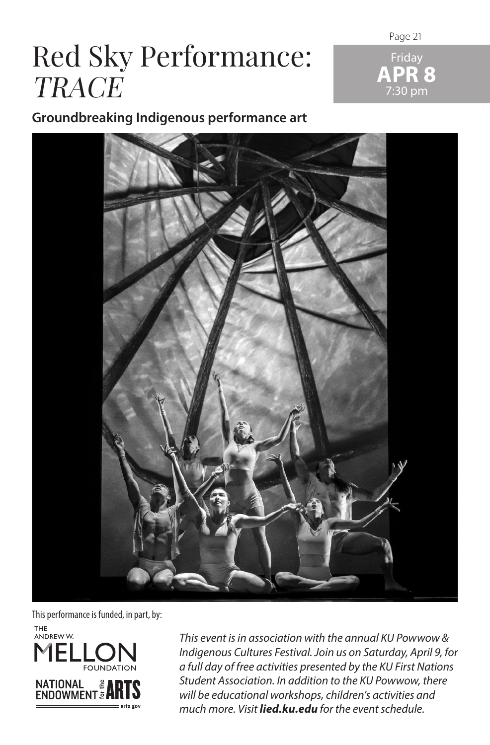# Red Sky Performance: *TRACE*

Friday
**APR 8**
7:30 pm

**Groundbreaking Indigenous performance art**

This performance is funded, in part, by:

THE ANDREW W. MELLON FOUNDATION

NATIONAL ENDOWMENT for the ARTS
arts.gov

*This event is in association with the annual KU Powwow & Indigenous Cultures Festival. Join us on Saturday, April 9, for a full day of free activities presented by the KU First Nations Student Association. In addition to the KU Powwow, there will be educational workshops, children's activities and much more. Visit* ***lied.ku.edu*** *for the event schedule.*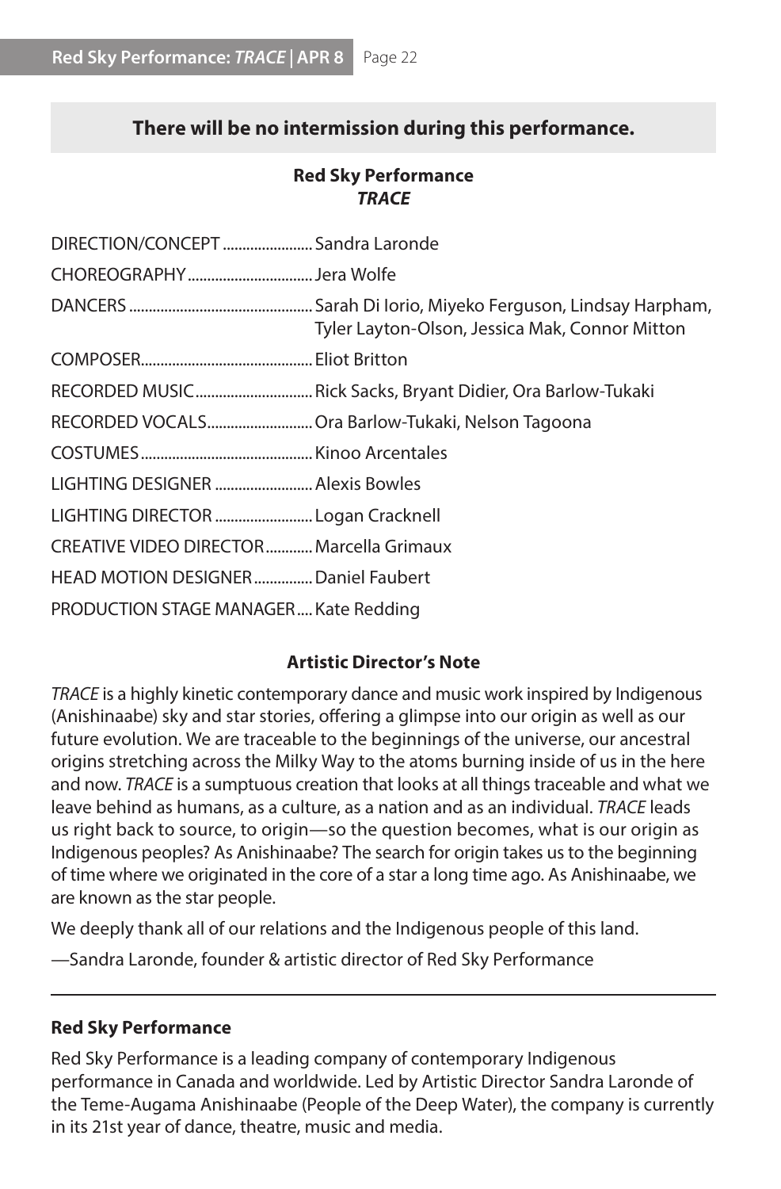**There will be no intermission during this performance.**

## Red Sky Performance
### *TRACE*

DIRECTION/CONCEPT....................... Sandra Laronde

CHOREOGRAPHY................................ Jera Wolfe

DANCERS................................................ Sarah Di Iorio, Miyeko Ferguson, Lindsay Harpham, Tyler Layton-Olson, Jessica Mak, Connor Mitton

COMPOSER............................................ Eliot Britton

RECORDED MUSIC.............................. Rick Sacks, Bryant Didier, Ora Barlow-Tukaki

RECORDED VOCALS........................... Ora Barlow-Tukaki, Nelson Tagoona

COSTUMES............................................ Kinoo Arcentales

LIGHTING DESIGNER ......................... Alexis Bowles

LIGHTING DIRECTOR ......................... Logan Cracknell

CREATIVE VIDEO DIRECTOR............ Marcella Grimaux

HEAD MOTION DESIGNER............... Daniel Faubert

PRODUCTION STAGE MANAGER.... Kate Redding

### Artistic Director's Note

*TRACE* is a highly kinetic contemporary dance and music work inspired by Indigenous (Anishinaabe) sky and star stories, offering a glimpse into our origin as well as our future evolution. We are traceable to the beginnings of the universe, our ancestral origins stretching across the Milky Way to the atoms burning inside of us in the here and now. *TRACE* is a sumptuous creation that looks at all things traceable and what we leave behind as humans, as a culture, as a nation and as an individual. *TRACE* leads us right back to source, to origin—so the question becomes, what is our origin as Indigenous peoples? As Anishinaabe? The search for origin takes us to the beginning of time where we originated in the core of a star a long time ago. As Anishinaabe, we are known as the star people.

We deeply thank all of our relations and the Indigenous people of this land.

—Sandra Laronde, founder & artistic director of Red Sky Performance

---

**Red Sky Performance**

Red Sky Performance is a leading company of contemporary Indigenous performance in Canada and worldwide. Led by Artistic Director Sandra Laronde of the Teme-Augama Anishinaabe (People of the Deep Water), the company is currently in its 21st year of dance, theatre, music and media.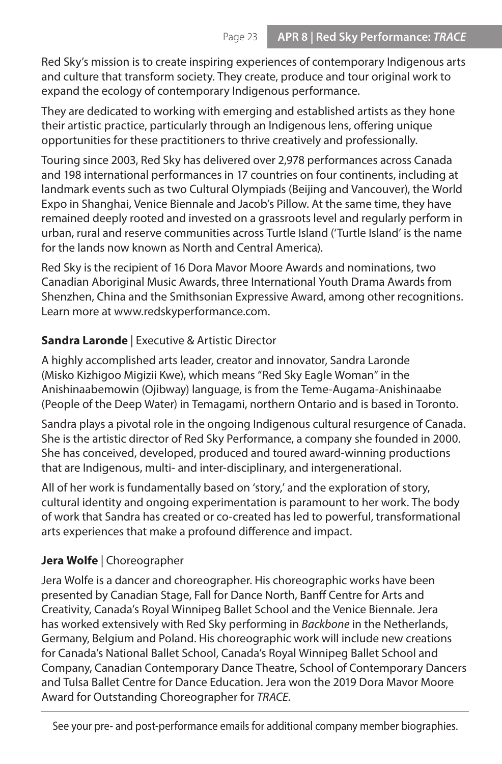Red Sky's mission is to create inspiring experiences of contemporary Indigenous arts and culture that transform society. They create, produce and tour original work to expand the ecology of contemporary Indigenous performance.

They are dedicated to working with emerging and established artists as they hone their artistic practice, particularly through an Indigenous lens, offering unique opportunities for these practitioners to thrive creatively and professionally.

Touring since 2003, Red Sky has delivered over 2,978 performances across Canada and 198 international performances in 17 countries on four continents, including at landmark events such as two Cultural Olympiads (Beijing and Vancouver), the World Expo in Shanghai, Venice Biennale and Jacob's Pillow. At the same time, they have remained deeply rooted and invested on a grassroots level and regularly perform in urban, rural and reserve communities across Turtle Island ('Turtle Island' is the name for the lands now known as North and Central America).

Red Sky is the recipient of 16 Dora Mavor Moore Awards and nominations, two Canadian Aboriginal Music Awards, three International Youth Drama Awards from Shenzhen, China and the Smithsonian Expressive Award, among other recognitions. Learn more at www.redskyperformance.com.

**Sandra Laronde** | Executive & Artistic Director

A highly accomplished arts leader, creator and innovator, Sandra Laronde (Misko Kizhigoo Migizii Kwe), which means "Red Sky Eagle Woman" in the Anishinaabemowin (Ojibway) language, is from the Teme-Augama-Anishinaabe (People of the Deep Water) in Temagami, northern Ontario and is based in Toronto.

Sandra plays a pivotal role in the ongoing Indigenous cultural resurgence of Canada. She is the artistic director of Red Sky Performance, a company she founded in 2000. She has conceived, developed, produced and toured award-winning productions that are Indigenous, multi- and inter-disciplinary, and intergenerational.

All of her work is fundamentally based on 'story,' and the exploration of story, cultural identity and ongoing experimentation is paramount to her work. The body of work that Sandra has created or co-created has led to powerful, transformational arts experiences that make a profound difference and impact.

**Jera Wolfe** | Choreographer

Jera Wolfe is a dancer and choreographer. His choreographic works have been presented by Canadian Stage, Fall for Dance North, Banff Centre for Arts and Creativity, Canada's Royal Winnipeg Ballet School and the Venice Biennale. Jera has worked extensively with Red Sky performing in *Backbone* in the Netherlands, Germany, Belgium and Poland. His choreographic work will include new creations for Canada's National Ballet School, Canada's Royal Winnipeg Ballet School and Company, Canadian Contemporary Dance Theatre, School of Contemporary Dancers and Tulsa Ballet Centre for Dance Education. Jera won the 2019 Dora Mavor Moore Award for Outstanding Choreographer for *TRACE*.

---

See your pre- and post-performance emails for additional company member biographies.